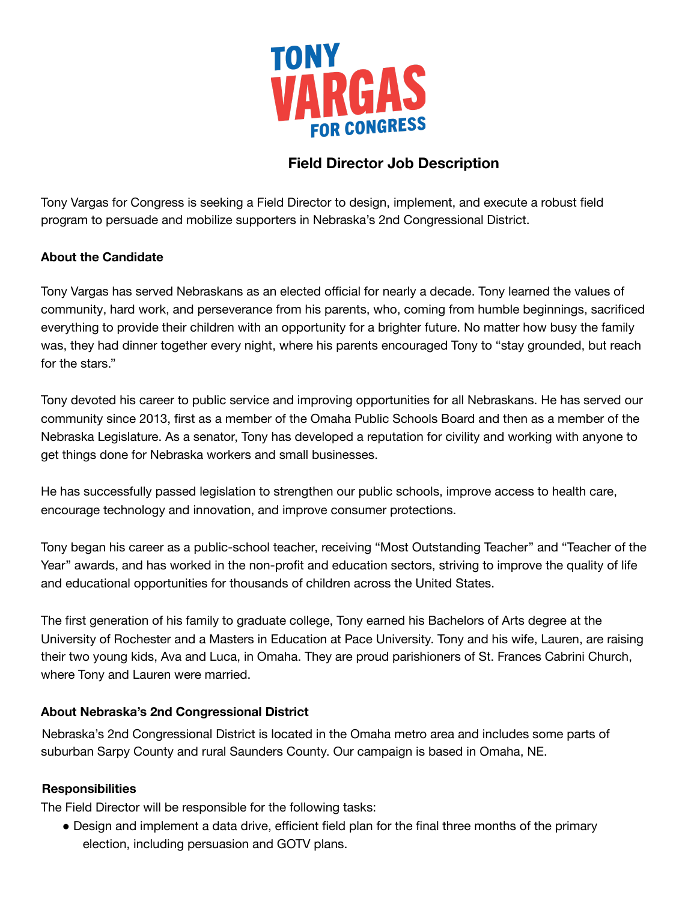TONY VARGAS FOR CONGRESS

# Field Director Job Description

Tony Vargas for Congress is seeking a Field Director to design, implement, and execute a robust field program to persuade and mobilize supporters in Nebraska's 2nd Congressional District.

**About the Candidate**

Tony Vargas has served Nebraskans as an elected official for nearly a decade. Tony learned the values of community, hard work, and perseverance from his parents, who, coming from humble beginnings, sacrificed everything to provide their children with an opportunity for a brighter future. No matter how busy the family was, they had dinner together every night, where his parents encouraged Tony to "stay grounded, but reach for the stars."

Tony devoted his career to public service and improving opportunities for all Nebraskans. He has served our community since 2013, first as a member of the Omaha Public Schools Board and then as a member of the Nebraska Legislature. As a senator, Tony has developed a reputation for civility and working with anyone to get things done for Nebraska workers and small businesses.

He has successfully passed legislation to strengthen our public schools, improve access to health care, encourage technology and innovation, and improve consumer protections.

Tony began his career as a public-school teacher, receiving "Most Outstanding Teacher" and "Teacher of the Year" awards, and has worked in the non-profit and education sectors, striving to improve the quality of life and educational opportunities for thousands of children across the United States.

The first generation of his family to graduate college, Tony earned his Bachelors of Arts degree at the University of Rochester and a Masters in Education at Pace University. Tony and his wife, Lauren, are raising their two young kids, Ava and Luca, in Omaha. They are proud parishioners of St. Frances Cabrini Church, where Tony and Lauren were married.

**About Nebraska's 2nd Congressional District**

Nebraska's 2nd Congressional District is located in the Omaha metro area and includes some parts of suburban Sarpy County and rural Saunders County. Our campaign is based in Omaha, NE.

**Responsibilities**

The Field Director will be responsible for the following tasks:

- Design and implement a data drive, efficient field plan for the final three months of the primary election, including persuasion and GOTV plans.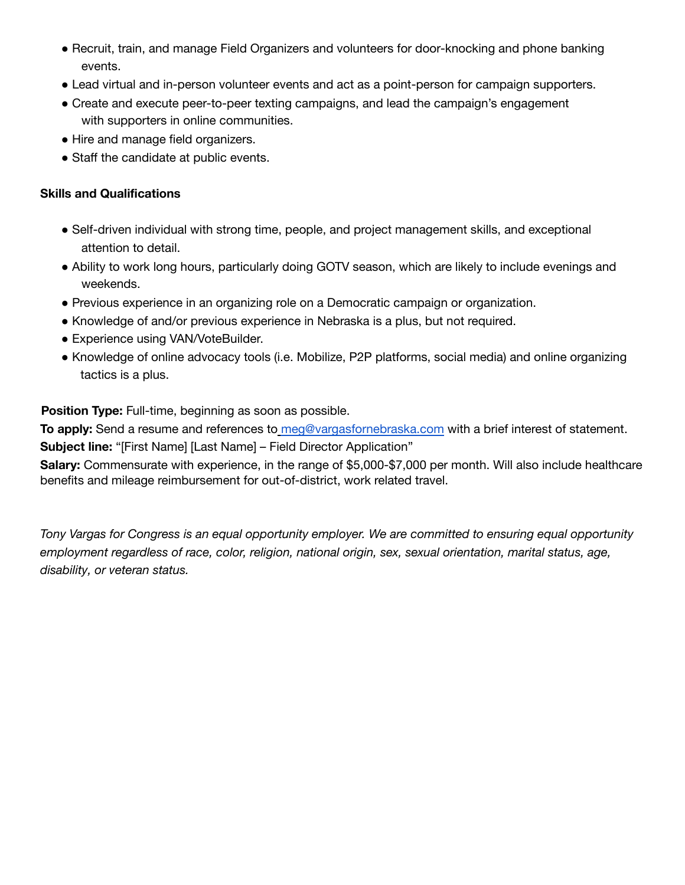- Recruit, train, and manage Field Organizers and volunteers for door-knocking and phone banking events.
- Lead virtual and in-person volunteer events and act as a point-person for campaign supporters.
- Create and execute peer-to-peer texting campaigns, and lead the campaign's engagement with supporters in online communities.
- Hire and manage field organizers.
- Staff the candidate at public events.

**Skills and Qualifications**

- Self-driven individual with strong time, people, and project management skills, and exceptional attention to detail.
- Ability to work long hours, particularly doing GOTV season, which are likely to include evenings and weekends.
- Previous experience in an organizing role on a Democratic campaign or organization.
- Knowledge of and/or previous experience in Nebraska is a plus, but not required.
- Experience using VAN/VoteBuilder.
- Knowledge of online advocacy tools (i.e. Mobilize, P2P platforms, social media) and online organizing tactics is a plus.

**Position Type:** Full-time, beginning as soon as possible.
**To apply:** Send a resume and references to meg@vargasfornebraska.com with a brief interest of statement.
**Subject line:** "[First Name] [Last Name] – Field Director Application"
**Salary:** Commensurate with experience, in the range of $5,000-$7,000 per month. Will also include healthcare benefits and mileage reimbursement for out-of-district, work related travel.

*Tony Vargas for Congress is an equal opportunity employer. We are committed to ensuring equal opportunity employment regardless of race, color, religion, national origin, sex, sexual orientation, marital status, age, disability, or veteran status.*